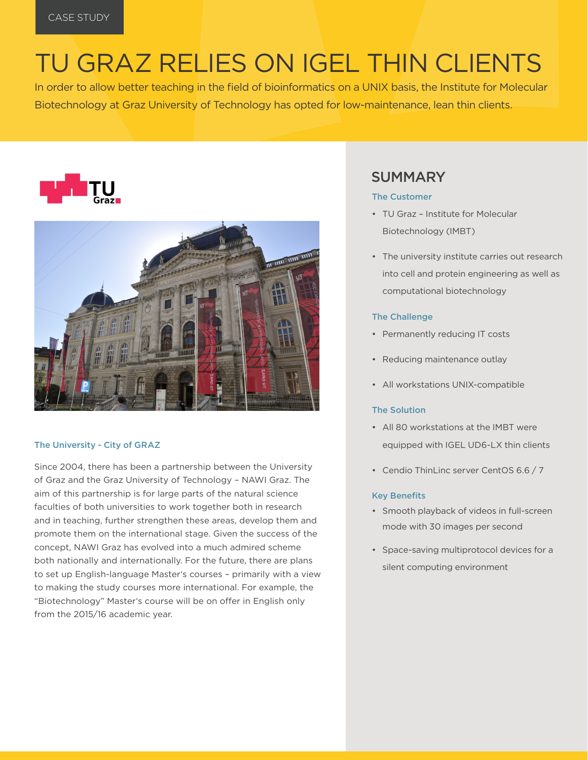CASE STUDY

# TU GRAZ RELIES ON IGEL THIN CLIENTS

In order to allow better teaching in the field of bioinformatics on a UNIX basis, the Institute for Molecular Biotechnology at Graz University of Technology has opted for low-maintenance, lean thin clients.

### The University - City of GRAZ

Since 2004, there has been a partnership between the University of Graz and the Graz University of Technology – NAWI Graz. The aim of this partnership is for large parts of the natural science faculties of both universities to work together both in research and in teaching, further strengthen these areas, develop them and promote them on the international stage. Given the success of the concept, NAWI Graz has evolved into a much admired scheme both nationally and internationally. For the future, there are plans to set up English-language Master‘s courses – primarily with a view to making the study courses more international. For example, the "Biotechnology" Master‘s course will be on offer in English only from the 2015/16 academic year.

## SUMMARY

### The Customer

- TU Graz – Institute for Molecular Biotechnology (IMBT)
- The university institute carries out research into cell and protein engineering as well as computational biotechnology

### The Challenge

- Permanently reducing IT costs
- Reducing maintenance outlay
- All workstations UNIX-compatible

### The Solution

- All 80 workstations at the IMBT were equipped with IGEL UD6-LX thin clients
- Cendio ThinLinc server CentOS 6.6 / 7

### Key Benefits

- Smooth playback of videos in full-screen mode with 30 images per second
- Space-saving multiprotocol devices for a silent computing environment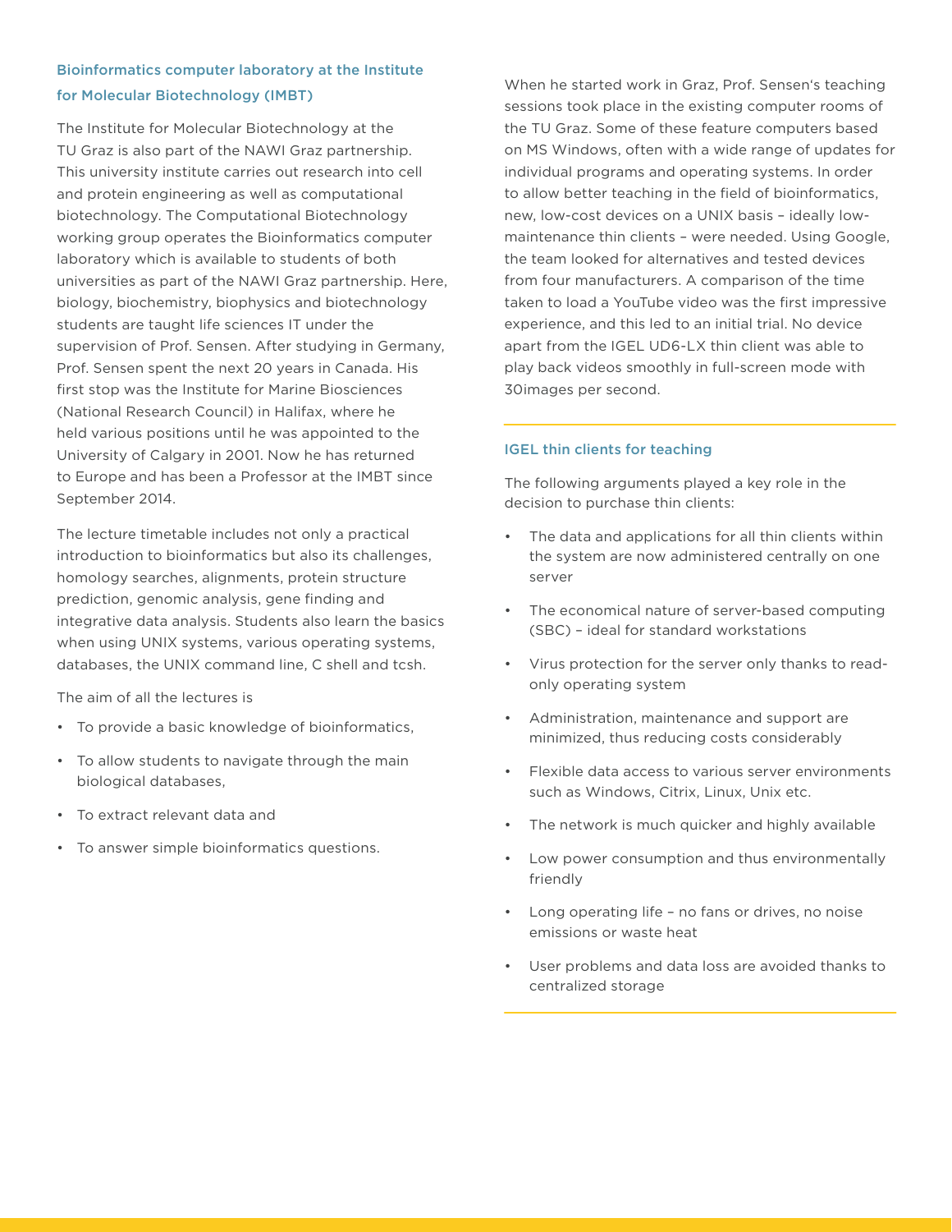## Bioinformatics computer laboratory at the Institute for Molecular Biotechnology (IMBT)

The Institute for Molecular Biotechnology at the TU Graz is also part of the NAWI Graz partnership. This university institute carries out research into cell and protein engineering as well as computational biotechnology. The Computational Biotechnology working group operates the Bioinformatics computer laboratory which is available to students of both universities as part of the NAWI Graz partnership. Here, biology, biochemistry, biophysics and biotechnology students are taught life sciences IT under the supervision of Prof. Sensen. After studying in Germany, Prof. Sensen spent the next 20 years in Canada. His first stop was the Institute for Marine Biosciences (National Research Council) in Halifax, where he held various positions until he was appointed to the University of Calgary in 2001. Now he has returned to Europe and has been a Professor at the IMBT since September 2014.

The lecture timetable includes not only a practical introduction to bioinformatics but also its challenges, homology searches, alignments, protein structure prediction, genomic analysis, gene finding and integrative data analysis. Students also learn the basics when using UNIX systems, various operating systems, databases, the UNIX command line, C shell and tcsh.

The aim of all the lectures is

- To provide a basic knowledge of bioinformatics,
- To allow students to navigate through the main biological databases,
- To extract relevant data and
- To answer simple bioinformatics questions.

When he started work in Graz, Prof. Sensen's teaching sessions took place in the existing computer rooms of the TU Graz. Some of these feature computers based on MS Windows, often with a wide range of updates for individual programs and operating systems. In order to allow better teaching in the field of bioinformatics, new, low-cost devices on a UNIX basis – ideally low-maintenance thin clients – were needed. Using Google, the team looked for alternatives and tested devices from four manufacturers. A comparison of the time taken to load a YouTube video was the first impressive experience, and this led to an initial trial. No device apart from the IGEL UD6-LX thin client was able to play back videos smoothly in full-screen mode with 30images per second.

## IGEL thin clients for teaching

The following arguments played a key role in the decision to purchase thin clients:

- The data and applications for all thin clients within the system are now administered centrally on one server
- The economical nature of server-based computing (SBC) – ideal for standard workstations
- Virus protection for the server only thanks to read-only operating system
- Administration, maintenance and support are minimized, thus reducing costs considerably
- Flexible data access to various server environments such as Windows, Citrix, Linux, Unix etc.
- The network is much quicker and highly available
- Low power consumption and thus environmentally friendly
- Long operating life – no fans or drives, no noise emissions or waste heat
- User problems and data loss are avoided thanks to centralized storage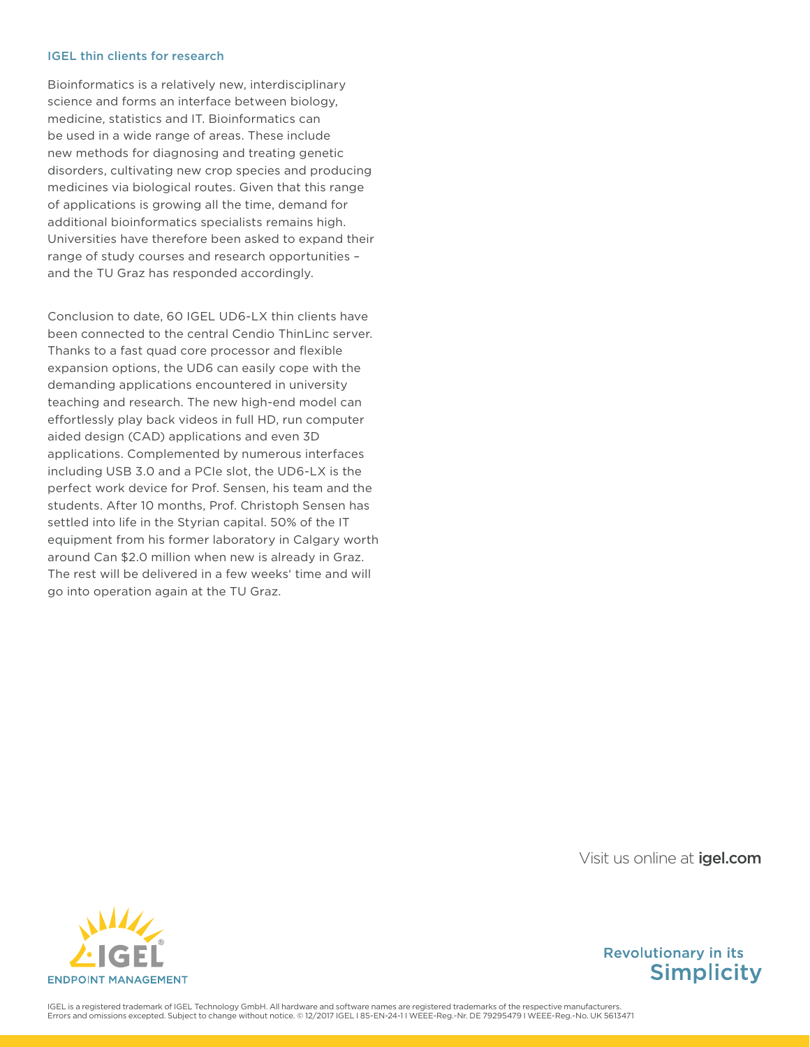### IGEL thin clients for research

Bioinformatics is a relatively new, interdisciplinary science and forms an interface between biology, medicine, statistics and IT. Bioinformatics can be used in a wide range of areas. These include new methods for diagnosing and treating genetic disorders, cultivating new crop species and producing medicines via biological routes. Given that this range of applications is growing all the time, demand for additional bioinformatics specialists remains high. Universities have therefore been asked to expand their range of study courses and research opportunities – and the TU Graz has responded accordingly.

Conclusion to date, 60 IGEL UD6-LX thin clients have been connected to the central Cendio ThinLinc server. Thanks to a fast quad core processor and flexible expansion options, the UD6 can easily cope with the demanding applications encountered in university teaching and research. The new high-end model can effortlessly play back videos in full HD, run computer aided design (CAD) applications and even 3D applications. Complemented by numerous interfaces including USB 3.0 and a PCIe slot, the UD6-LX is the perfect work device for Prof. Sensen, his team and the students. After 10 months, Prof. Christoph Sensen has settled into life in the Styrian capital. 50% of the IT equipment from his former laboratory in Calgary worth around Can $2.0 million when new is already in Graz. The rest will be delivered in a few weeks' time and will go into operation again at the TU Graz.

Visit us online at **igel.com**

IGEL ENDPOINT MANAGEMENT

Revolutionary in its Simplicity

IGEL is a registered trademark of IGEL Technology GmbH. All hardware and software names are registered trademarks of the respective manufacturers. Errors and omissions excepted. Subject to change without notice. © 12/2017 IGEL I 85-EN-24-1 I WEEE-Reg.-Nr. DE 79295479 I WEEE-Reg.-No. UK 5613471